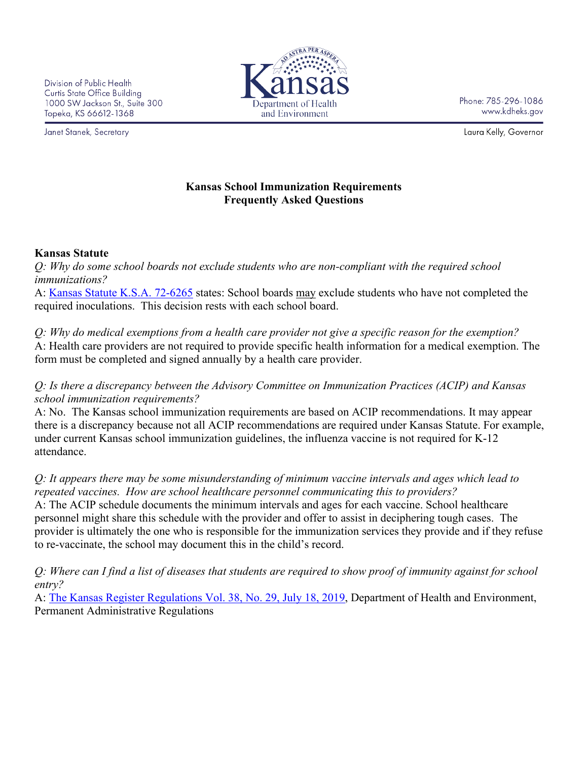Division of Public Health
Curtis State Office Building
1000 SW Jackson St., Suite 300
Topeka, KS 66612-1368

Janet Stanek, Secretary

Kansas Department of Health and Environment

Phone: 785-296-1086
www.kdheks.gov

Laura Kelly, Governor

## Kansas School Immunization Requirements
## Frequently Asked Questions

### Kansas Statute

*Q: Why do some school boards not exclude students who are non-compliant with the required school immunizations?*

A: [Kansas Statute K.S.A. 72-6265](#) states: School boards may exclude students who have not completed the required inoculations. This decision rests with each school board.

*Q: Why do medical exemptions from a health care provider not give a specific reason for the exemption?*

A: Health care providers are not required to provide specific health information for a medical exemption. The form must be completed and signed annually by a health care provider.

*Q: Is there a discrepancy between the Advisory Committee on Immunization Practices (ACIP) and Kansas school immunization requirements?*

A: No. The Kansas school immunization requirements are based on ACIP recommendations. It may appear there is a discrepancy because not all ACIP recommendations are required under Kansas Statute. For example, under current Kansas school immunization guidelines, the influenza vaccine is not required for K-12 attendance.

*Q: It appears there may be some misunderstanding of minimum vaccine intervals and ages which lead to repeated vaccines. How are school healthcare personnel communicating this to providers?*

A: The ACIP schedule documents the minimum intervals and ages for each vaccine. School healthcare personnel might share this schedule with the provider and offer to assist in deciphering tough cases. The provider is ultimately the one who is responsible for the immunization services they provide and if they refuse to re-vaccinate, the school may document this in the child's record.

*Q: Where can I find a list of diseases that students are required to show proof of immunity against for school entry?*

A: [The Kansas Register Regulations Vol. 38, No. 29, July 18, 2019](#), Department of Health and Environment, Permanent Administrative Regulations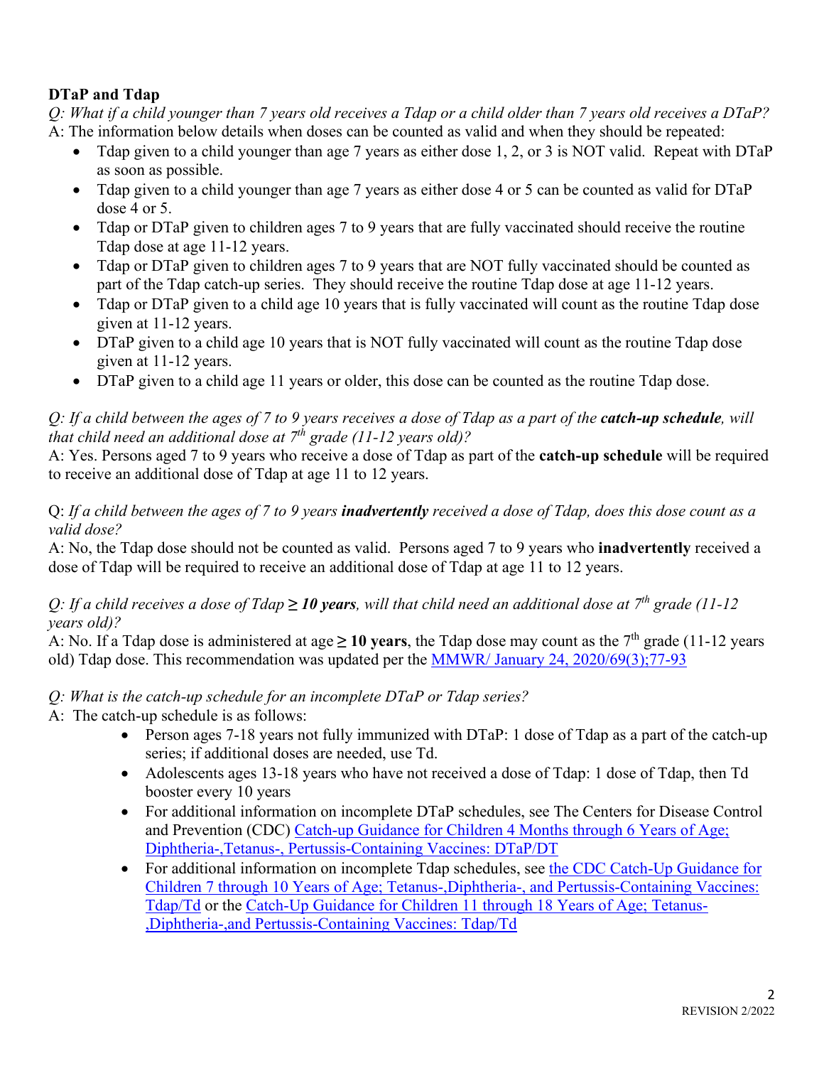**DTaP and Tdap**

*Q: What if a child younger than 7 years old receives a Tdap or a child older than 7 years old receives a DTaP?*

A: The information below details when doses can be counted as valid and when they should be repeated:

- Tdap given to a child younger than age 7 years as either dose 1, 2, or 3 is NOT valid. Repeat with DTaP as soon as possible.
- Tdap given to a child younger than age 7 years as either dose 4 or 5 can be counted as valid for DTaP dose 4 or 5.
- Tdap or DTaP given to children ages 7 to 9 years that are fully vaccinated should receive the routine Tdap dose at age 11-12 years.
- Tdap or DTaP given to children ages 7 to 9 years that are NOT fully vaccinated should be counted as part of the Tdap catch-up series. They should receive the routine Tdap dose at age 11-12 years.
- Tdap or DTaP given to a child age 10 years that is fully vaccinated will count as the routine Tdap dose given at 11-12 years.
- DTaP given to a child age 10 years that is NOT fully vaccinated will count as the routine Tdap dose given at 11-12 years.
- DTaP given to a child age 11 years or older, this dose can be counted as the routine Tdap dose.

*Q: If a child between the ages of 7 to 9 years receives a dose of Tdap as a part of the **catch-up schedule**, will that child need an additional dose at 7th grade (11-12 years old)?*

A: Yes. Persons aged 7 to 9 years who receive a dose of Tdap as part of the **catch-up schedule** will be required to receive an additional dose of Tdap at age 11 to 12 years.

Q: *If a child between the ages of 7 to 9 years **inadvertently** received a dose of Tdap, does this dose count as a valid dose?*

A: No, the Tdap dose should not be counted as valid. Persons aged 7 to 9 years who **inadvertently** received a dose of Tdap will be required to receive an additional dose of Tdap at age 11 to 12 years.

*Q: If a child receives a dose of Tdap **≥ 10 years**, will that child need an additional dose at 7th grade (11-12 years old)?*

A: No. If a Tdap dose is administered at age **≥ 10 years**, the Tdap dose may count as the 7th grade (11-12 years old) Tdap dose. This recommendation was updated per the [MMWR/ January 24, 2020/69(3);77-93]

*Q: What is the catch-up schedule for an incomplete DTaP or Tdap series?*

A: The catch-up schedule is as follows:

- Person ages 7-18 years not fully immunized with DTaP: 1 dose of Tdap as a part of the catch-up series; if additional doses are needed, use Td.
- Adolescents ages 13-18 years who have not received a dose of Tdap: 1 dose of Tdap, then Td booster every 10 years
- For additional information on incomplete DTaP schedules, see The Centers for Disease Control and Prevention (CDC) [Catch-up Guidance for Children 4 Months through 6 Years of Age; Diphtheria-,Tetanus-, Pertussis-Containing Vaccines: DTaP/DT]
- For additional information on incomplete Tdap schedules, see [the CDC Catch-Up Guidance for Children 7 through 10 Years of Age; Tetanus-,Diphtheria-, and Pertussis-Containing Vaccines: Tdap/Td] or the [Catch-Up Guidance for Children 11 through 18 Years of Age; Tetanus-,Diphtheria-,and Pertussis-Containing Vaccines: Tdap/Td]

REVISION 2/2022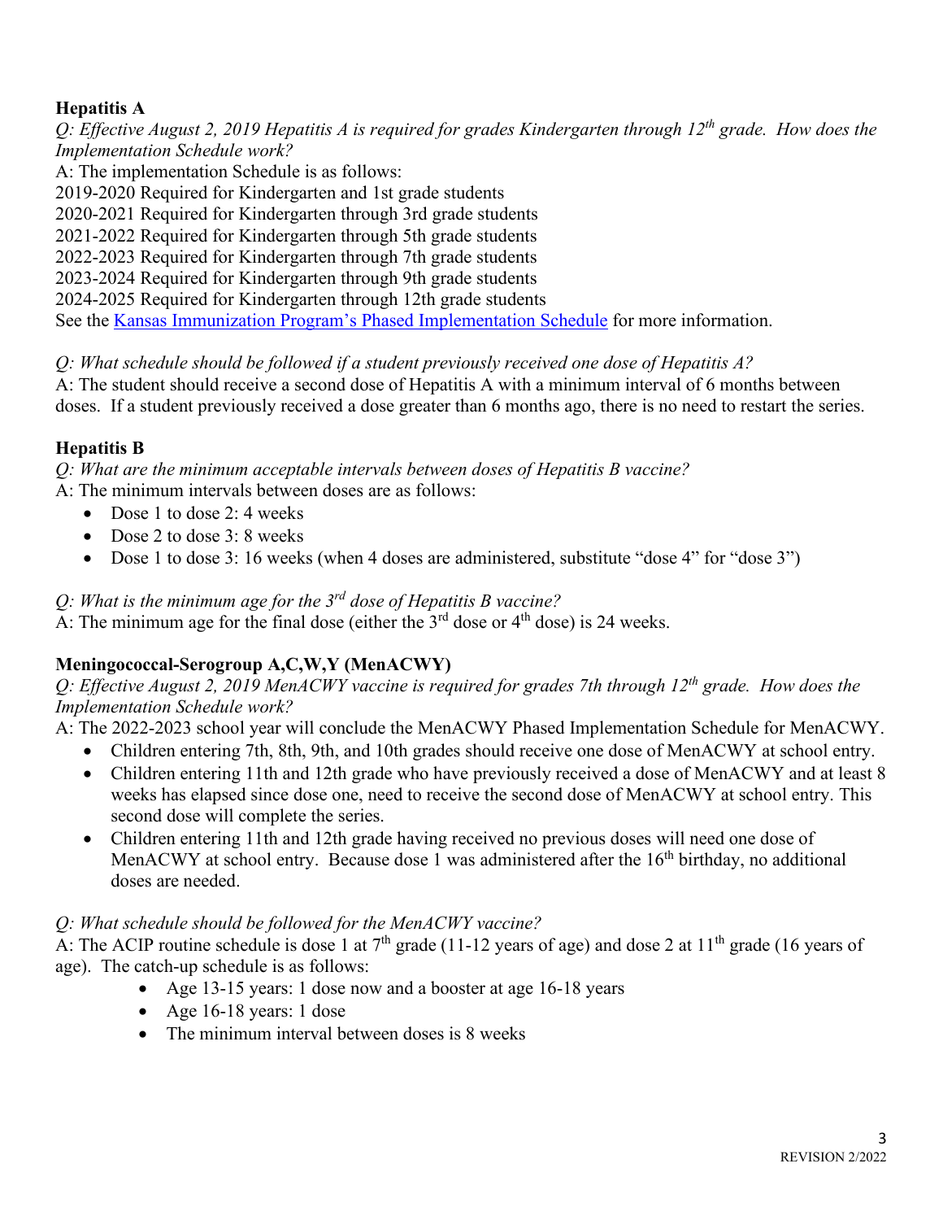**Hepatitis A**

*Q: Effective August 2, 2019 Hepatitis A is required for grades Kindergarten through 12th grade. How does the Implementation Schedule work?*

A: The implementation Schedule is as follows:

2019-2020 Required for Kindergarten and 1st grade students
2020-2021 Required for Kindergarten through 3rd grade students
2021-2022 Required for Kindergarten through 5th grade students
2022-2023 Required for Kindergarten through 7th grade students
2023-2024 Required for Kindergarten through 9th grade students
2024-2025 Required for Kindergarten through 12th grade students

See the Kansas Immunization Program's Phased Implementation Schedule for more information.

*Q: What schedule should be followed if a student previously received one dose of Hepatitis A?*

A: The student should receive a second dose of Hepatitis A with a minimum interval of 6 months between doses. If a student previously received a dose greater than 6 months ago, there is no need to restart the series.

**Hepatitis B**

*Q: What are the minimum acceptable intervals between doses of Hepatitis B vaccine?*

A: The minimum intervals between doses are as follows:

- Dose 1 to dose 2: 4 weeks
- Dose 2 to dose 3: 8 weeks
- Dose 1 to dose 3: 16 weeks (when 4 doses are administered, substitute "dose 4" for "dose 3")

*Q: What is the minimum age for the 3rd dose of Hepatitis B vaccine?*

A: The minimum age for the final dose (either the 3rd dose or 4th dose) is 24 weeks.

**Meningococcal-Serogroup A,C,W,Y (MenACWY)**

*Q: Effective August 2, 2019 MenACWY vaccine is required for grades 7th through 12th grade. How does the Implementation Schedule work?*

A: The 2022-2023 school year will conclude the MenACWY Phased Implementation Schedule for MenACWY.

- Children entering 7th, 8th, 9th, and 10th grades should receive one dose of MenACWY at school entry.
- Children entering 11th and 12th grade who have previously received a dose of MenACWY and at least 8 weeks has elapsed since dose one, need to receive the second dose of MenACWY at school entry. This second dose will complete the series.
- Children entering 11th and 12th grade having received no previous doses will need one dose of MenACWY at school entry. Because dose 1 was administered after the 16th birthday, no additional doses are needed.

*Q: What schedule should be followed for the MenACWY vaccine?*

A: The ACIP routine schedule is dose 1 at 7th grade (11-12 years of age) and dose 2 at 11th grade (16 years of age). The catch-up schedule is as follows:

- Age 13-15 years: 1 dose now and a booster at age 16-18 years
- Age 16-18 years: 1 dose
- The minimum interval between doses is 8 weeks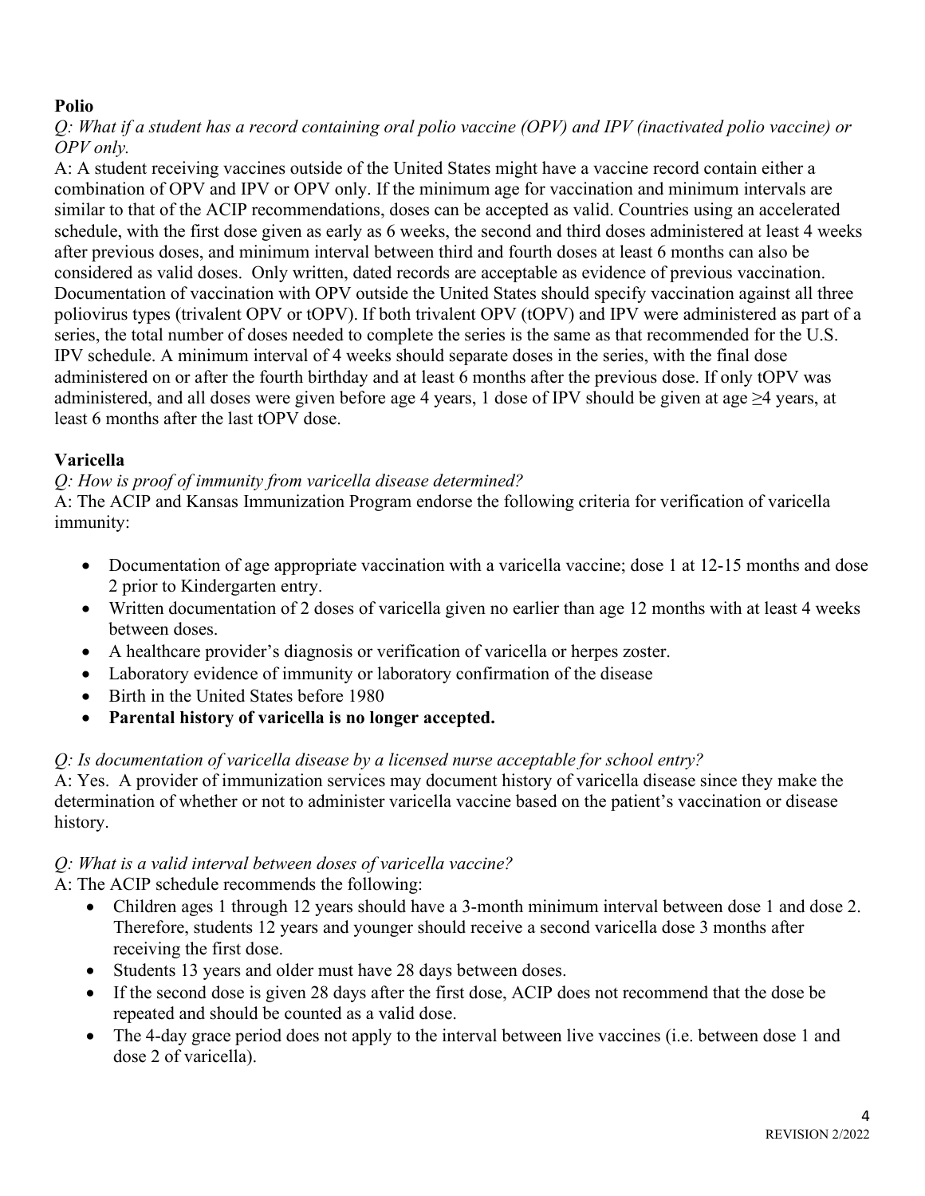**Polio**

*Q: What if a student has a record containing oral polio vaccine (OPV) and IPV (inactivated polio vaccine) or OPV only.*

A: A student receiving vaccines outside of the United States might have a vaccine record contain either a combination of OPV and IPV or OPV only. If the minimum age for vaccination and minimum intervals are similar to that of the ACIP recommendations, doses can be accepted as valid. Countries using an accelerated schedule, with the first dose given as early as 6 weeks, the second and third doses administered at least 4 weeks after previous doses, and minimum interval between third and fourth doses at least 6 months can also be considered as valid doses. Only written, dated records are acceptable as evidence of previous vaccination. Documentation of vaccination with OPV outside the United States should specify vaccination against all three poliovirus types (trivalent OPV or tOPV). If both trivalent OPV (tOPV) and IPV were administered as part of a series, the total number of doses needed to complete the series is the same as that recommended for the U.S. IPV schedule. A minimum interval of 4 weeks should separate doses in the series, with the final dose administered on or after the fourth birthday and at least 6 months after the previous dose. If only tOPV was administered, and all doses were given before age 4 years, 1 dose of IPV should be given at age ≥4 years, at least 6 months after the last tOPV dose.

**Varicella**

*Q: How is proof of immunity from varicella disease determined?*

A: The ACIP and Kansas Immunization Program endorse the following criteria for verification of varicella immunity:

- Documentation of age appropriate vaccination with a varicella vaccine; dose 1 at 12-15 months and dose 2 prior to Kindergarten entry.
- Written documentation of 2 doses of varicella given no earlier than age 12 months with at least 4 weeks between doses.
- A healthcare provider's diagnosis or verification of varicella or herpes zoster.
- Laboratory evidence of immunity or laboratory confirmation of the disease
- Birth in the United States before 1980
- **Parental history of varicella is no longer accepted.**

*Q: Is documentation of varicella disease by a licensed nurse acceptable for school entry?*

A: Yes. A provider of immunization services may document history of varicella disease since they make the determination of whether or not to administer varicella vaccine based on the patient's vaccination or disease history.

*Q: What is a valid interval between doses of varicella vaccine?*

A: The ACIP schedule recommends the following:

- Children ages 1 through 12 years should have a 3-month minimum interval between dose 1 and dose 2. Therefore, students 12 years and younger should receive a second varicella dose 3 months after receiving the first dose.
- Students 13 years and older must have 28 days between doses.
- If the second dose is given 28 days after the first dose, ACIP does not recommend that the dose be repeated and should be counted as a valid dose.
- The 4-day grace period does not apply to the interval between live vaccines (i.e. between dose 1 and dose 2 of varicella).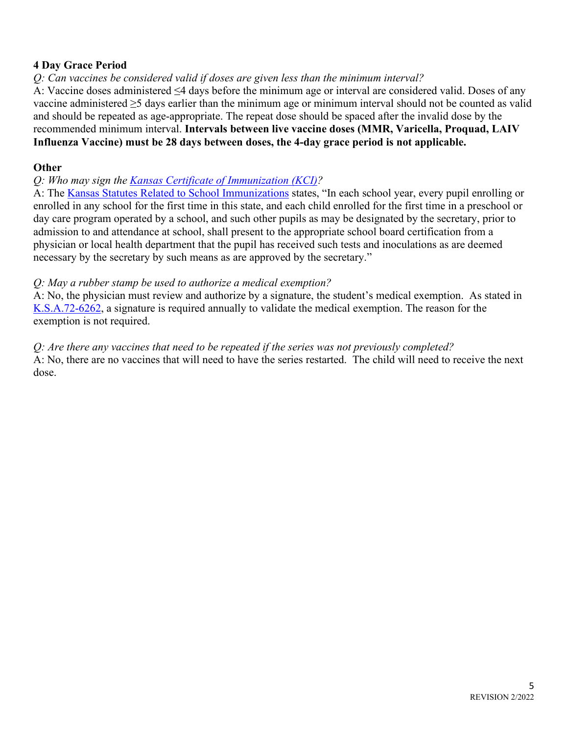**4 Day Grace Period**

*Q: Can vaccines be considered valid if doses are given less than the minimum interval?*

A: Vaccine doses administered ≤4 days before the minimum age or interval are considered valid. Doses of any vaccine administered ≥5 days earlier than the minimum age or minimum interval should not be counted as valid and should be repeated as age-appropriate. The repeat dose should be spaced after the invalid dose by the recommended minimum interval. **Intervals between live vaccine doses (MMR, Varicella, Proquad, LAIV Influenza Vaccine) must be 28 days between doses, the 4-day grace period is not applicable.**

**Other**

*Q: Who may sign the Kansas Certificate of Immunization (KCI)?*

A: The Kansas Statutes Related to School Immunizations states, "In each school year, every pupil enrolling or enrolled in any school for the first time in this state, and each child enrolled for the first time in a preschool or day care program operated by a school, and such other pupils as may be designated by the secretary, prior to admission to and attendance at school, shall present to the appropriate school board certification from a physician or local health department that the pupil has received such tests and inoculations as are deemed necessary by the secretary by such means as are approved by the secretary."

*Q: May a rubber stamp be used to authorize a medical exemption?*

A: No, the physician must review and authorize by a signature, the student's medical exemption. As stated in K.S.A.72-6262, a signature is required annually to validate the medical exemption. The reason for the exemption is not required.

*Q: Are there any vaccines that need to be repeated if the series was not previously completed?*

A: No, there are no vaccines that will need to have the series restarted. The child will need to receive the next dose.

REVISION 2/2022